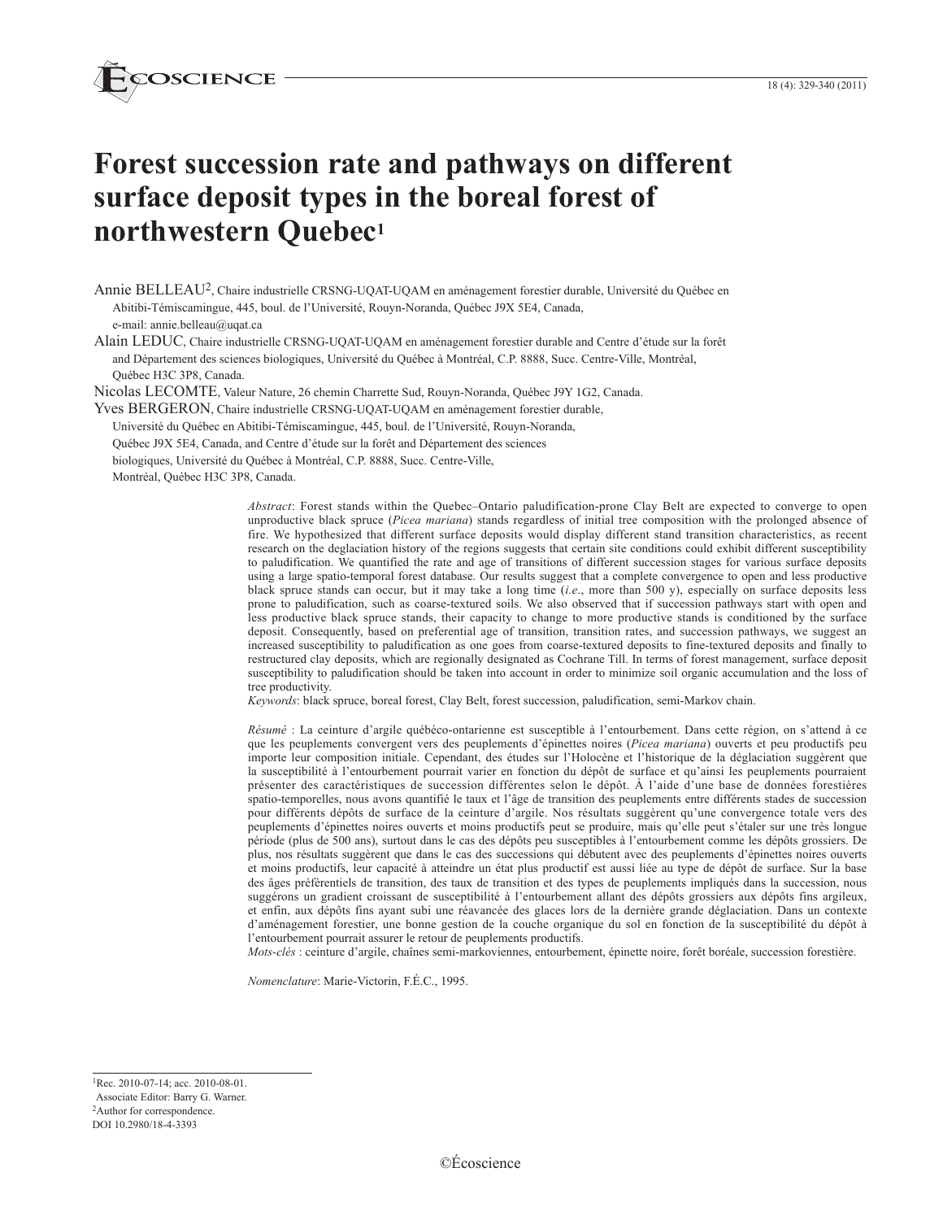# Forest succession rate and pathways on different surface deposit types in the boreal forest of northwestern Quebec[1]

Annie BELLEAU[2], Chaire industrielle CRSNG-UQAT-UQAM en aménagement forestier durable, Université du Québec en Abitibi-Témiscamingue, 445, boul. de l'Université, Rouyn-Noranda, Québec J9X 5E4, Canada, e-mail: annie.belleau@uqat.ca

Alain LEDUC, Chaire industrielle CRSNG-UQAT-UQAM en aménagement forestier durable and Centre d'étude sur la forêt and Département des sciences biologiques, Université du Québec à Montréal, C.P. 8888, Succ. Centre-Ville, Montréal, Québec H3C 3P8, Canada.

Nicolas LECOMTE, Valeur Nature, 26 chemin Charrette Sud, Rouyn-Noranda, Québec J9Y 1G2, Canada.

Yves BERGERON, Chaire industrielle CRSNG-UQAT-UQAM en aménagement forestier durable, Université du Québec en Abitibi-Témiscamingue, 445, boul. de l'Université, Rouyn-Noranda, Québec J9X 5E4, Canada, and Centre d'étude sur la forêt and Département des sciences biologiques, Université du Québec à Montréal, C.P. 8888, Succ. Centre-Ville, Montréal, Québec H3C 3P8, Canada.

*Abstract*: Forest stands within the Quebec–Ontario paludification-prone Clay Belt are expected to converge to open unproductive black spruce (*Picea mariana*) stands regardless of initial tree composition with the prolonged absence of fire. We hypothesized that different surface deposits would display different stand transition characteristics, as recent research on the deglaciation history of the regions suggests that certain site conditions could exhibit different susceptibility to paludification. We quantified the rate and age of transitions of different succession stages for various surface deposits using a large spatio-temporal forest database. Our results suggest that a complete convergence to open and less productive black spruce stands can occur, but it may take a long time (*i.e.*, more than 500 y), especially on surface deposits less prone to paludification, such as coarse-textured soils. We also observed that if succession pathways start with open and less productive black spruce stands, their capacity to change to more productive stands is conditioned by the surface deposit. Consequently, based on preferential age of transition, transition rates, and succession pathways, we suggest an increased susceptibility to paludification as one goes from coarse-textured deposits to fine-textured deposits and finally to restructured clay deposits, which are regionally designated as Cochrane Till. In terms of forest management, surface deposit susceptibility to paludification should be taken into account in order to minimize soil organic accumulation and the loss of tree productivity.

*Keywords*: black spruce, boreal forest, Clay Belt, forest succession, paludification, semi-Markov chain.

*Résumé* : La ceinture d'argile québéco-ontarienne est susceptible à l'entourbement. Dans cette région, on s'attend à ce que les peuplements convergent vers des peuplements d'épinettes noires (*Picea mariana*) ouverts et peu productifs peu importe leur composition initiale. Cependant, des études sur l'Holocène et l'historique de la déglaciation suggèrent que la susceptibilité à l'entourbement pourrait varier en fonction du dépôt de surface et qu'ainsi les peuplements pourraient présenter des caractéristiques de succession différentes selon le dépôt. À l'aide d'une base de données forestières spatio-temporelles, nous avons quantifié le taux et l'âge de transition des peuplements entre différents stades de succession pour différents dépôts de surface de la ceinture d'argile. Nos résultats suggèrent qu'une convergence totale vers des peuplements d'épinettes noires ouverts et moins productifs peut se produire, mais qu'elle peut s'étaler sur une très longue période (plus de 500 ans), surtout dans le cas des dépôts peu susceptibles à l'entourbement comme les dépôts grossiers. De plus, nos résultats suggèrent que dans le cas des successions qui débutent avec des peuplements d'épinettes noires ouverts et moins productifs, leur capacité à atteindre un état plus productif est aussi liée au type de dépôt de surface. Sur la base des âges préférentiels de transition, des taux de transition et des types de peuplements impliqués dans la succession, nous suggérons un gradient croissant de susceptibilité à l'entourbement allant des dépôts grossiers aux dépôts fins argileux, et enfin, aux dépôts fins ayant subi une réavancée des glaces lors de la dernière grande déglaciation. Dans un contexte d'aménagement forestier, une bonne gestion de la couche organique du sol en fonction de la susceptibilité du dépôt à l'entourbement pourrait assurer le retour de peuplements productifs.

*Mots-clés* : ceinture d'argile, chaînes semi-markoviennes, entourbement, épinette noire, forêt boréale, succession forestière.

*Nomenclature*: Marie-Victorin, F.É.C., 1995.

---

[1]Rec. 2010-07-14; acc. 2010-08-01.
Associate Editor: Barry G. Warner.
[2]Author for correspondence.
DOI 10.2980/18-4-3393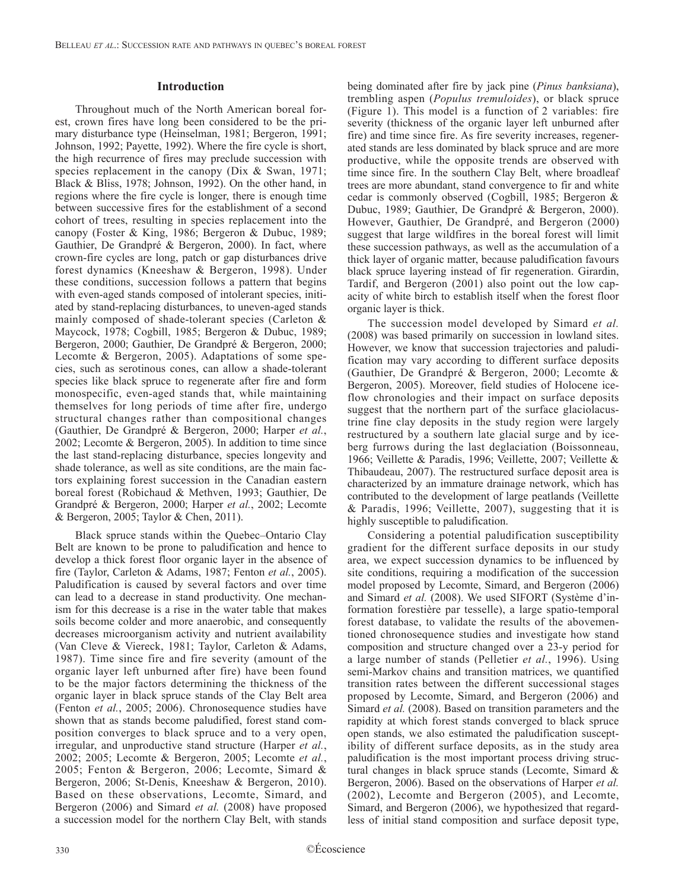## Introduction

Throughout much of the North American boreal forest, crown fires have long been considered to be the primary disturbance type (Heinselman, 1981; Bergeron, 1991; Johnson, 1992; Payette, 1992). Where the fire cycle is short, the high recurrence of fires may preclude succession with species replacement in the canopy (Dix & Swan, 1971; Black & Bliss, 1978; Johnson, 1992). On the other hand, in regions where the fire cycle is longer, there is enough time between successive fires for the establishment of a second cohort of trees, resulting in species replacement into the canopy (Foster & King, 1986; Bergeron & Dubuc, 1989; Gauthier, De Grandpré & Bergeron, 2000). In fact, where crown-fire cycles are long, patch or gap disturbances drive forest dynamics (Kneeshaw & Bergeron, 1998). Under these conditions, succession follows a pattern that begins with even-aged stands composed of intolerant species, initiated by stand-replacing disturbances, to uneven-aged stands mainly composed of shade-tolerant species (Carleton & Maycock, 1978; Cogbill, 1985; Bergeron & Dubuc, 1989; Bergeron, 2000; Gauthier, De Grandpré & Bergeron, 2000; Lecomte & Bergeron, 2005). Adaptations of some species, such as serotinous cones, can allow a shade-tolerant species like black spruce to regenerate after fire and form monospecific, even-aged stands that, while maintaining themselves for long periods of time after fire, undergo structural changes rather than compositional changes (Gauthier, De Grandpré & Bergeron, 2000; Harper *et al.*, 2002; Lecomte & Bergeron, 2005). In addition to time since the last stand-replacing disturbance, species longevity and shade tolerance, as well as site conditions, are the main factors explaining forest succession in the Canadian eastern boreal forest (Robichaud & Methven, 1993; Gauthier, De Grandpré & Bergeron, 2000; Harper *et al.*, 2002; Lecomte & Bergeron, 2005; Taylor & Chen, 2011).

Black spruce stands within the Quebec–Ontario Clay Belt are known to be prone to paludification and hence to develop a thick forest floor organic layer in the absence of fire (Taylor, Carleton & Adams, 1987; Fenton *et al.*, 2005). Paludification is caused by several factors and over time can lead to a decrease in stand productivity. One mechanism for this decrease is a rise in the water table that makes soils become colder and more anaerobic, and consequently decreases microorganism activity and nutrient availability (Van Cleve & Viereck, 1981; Taylor, Carleton & Adams, 1987). Time since fire and fire severity (amount of the organic layer left unburned after fire) have been found to be the major factors determining the thickness of the organic layer in black spruce stands of the Clay Belt area (Fenton *et al.*, 2005; 2006). Chronosequence studies have shown that as stands become paludified, forest stand composition converges to black spruce and to a very open, irregular, and unproductive stand structure (Harper *et al.*, 2002; 2005; Lecomte & Bergeron, 2005; Lecomte *et al.*, 2005; Fenton & Bergeron, 2006; Lecomte, Simard & Bergeron, 2006; St-Denis, Kneeshaw & Bergeron, 2010). Based on these observations, Lecomte, Simard, and Bergeron (2006) and Simard *et al.* (2008) have proposed a succession model for the northern Clay Belt, with stands being dominated after fire by jack pine (*Pinus banksiana*), trembling aspen (*Populus tremuloides*), or black spruce (Figure 1). This model is a function of 2 variables: fire severity (thickness of the organic layer left unburned after fire) and time since fire. As fire severity increases, regenerated stands are less dominated by black spruce and are more productive, while the opposite trends are observed with time since fire. In the southern Clay Belt, where broadleaf trees are more abundant, stand convergence to fir and white cedar is commonly observed (Cogbill, 1985; Bergeron & Dubuc, 1989; Gauthier, De Grandpré & Bergeron, 2000). However, Gauthier, De Grandpré, and Bergeron (2000) suggest that large wildfires in the boreal forest will limit these succession pathways, as well as the accumulation of a thick layer of organic matter, because paludification favours black spruce layering instead of fir regeneration. Girardin, Tardif, and Bergeron (2001) also point out the low capacity of white birch to establish itself when the forest floor organic layer is thick.

The succession model developed by Simard *et al.* (2008) was based primarily on succession in lowland sites. However, we know that succession trajectories and paludification may vary according to different surface deposits (Gauthier, De Grandpré & Bergeron, 2000; Lecomte & Bergeron, 2005). Moreover, field studies of Holocene iceflow chronologies and their impact on surface deposits suggest that the northern part of the surface glaciolacustrine fine clay deposits in the study region were largely restructured by a southern late glacial surge and by iceberg furrows during the last deglaciation (Boissonneau, 1966; Veillette & Paradis, 1996; Veillette, 2007; Veillette & Thibaudeau, 2007). The restructured surface deposit area is characterized by an immature drainage network, which has contributed to the development of large peatlands (Veillette & Paradis, 1996; Veillette, 2007), suggesting that it is highly susceptible to paludification.

Considering a potential paludification susceptibility gradient for the different surface deposits in our study area, we expect succession dynamics to be influenced by site conditions, requiring a modification of the succession model proposed by Lecomte, Simard, and Bergeron (2006) and Simard *et al.* (2008). We used SIFORT (Système d'information forestière par tesselle), a large spatio-temporal forest database, to validate the results of the abovementioned chronosequence studies and investigate how stand composition and structure changed over a 23-y period for a large number of stands (Pelletier *et al.*, 1996). Using semi-Markov chains and transition matrices, we quantified transition rates between the different successional stages proposed by Lecomte, Simard, and Bergeron (2006) and Simard *et al.* (2008). Based on transition parameters and the rapidity at which forest stands converged to black spruce open stands, we also estimated the paludification susceptibility of different surface deposits, as in the study area paludification is the most important process driving structural changes in black spruce stands (Lecomte, Simard & Bergeron, 2006). Based on the observations of Harper *et al.* (2002), Lecomte and Bergeron (2005), and Lecomte, Simard, and Bergeron (2006), we hypothesized that regardless of initial stand composition and surface deposit type,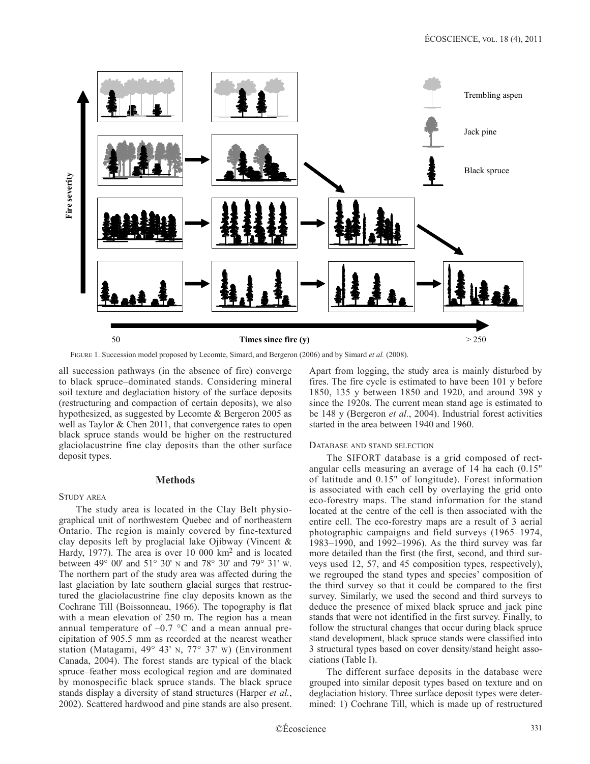FIGURE 1. Succession model proposed by Lecomte, Simard, and Bergeron (2006) and by Simard *et al.* (2008).

all succession pathways (in the absence of fire) converge to black spruce–dominated stands. Considering mineral soil texture and deglaciation history of the surface deposits (restructuring and compaction of certain deposits), we also hypothesized, as suggested by Lecomte & Bergeron 2005 as well as Taylor & Chen 2011, that convergence rates to open black spruce stands would be higher on the restructured glaciolacustrine fine clay deposits than the other surface deposit types.

## Methods

### Study area

The study area is located in the Clay Belt physiographical unit of northwestern Quebec and of northeastern Ontario. The region is mainly covered by fine-textured clay deposits left by proglacial lake Ojibway (Vincent & Hardy, 1977). The area is over 10 000 km$^2$ and is located between 49° 00' and 51° 30' N and 78° 30' and 79° 31' W. The northern part of the study area was affected during the last glaciation by late southern glacial surges that restructured the glaciolacustrine fine clay deposits known as the Cochrane Till (Boissonneau, 1966). The topography is flat with a mean elevation of 250 m. The region has a mean annual temperature of –0.7 °C and a mean annual precipitation of 905.5 mm as recorded at the nearest weather station (Matagami, 49° 43' N, 77° 37' W) (Environment Canada, 2004). The forest stands are typical of the black spruce–feather moss ecological region and are dominated by monospecific black spruce stands. The black spruce stands display a diversity of stand structures (Harper *et al.*, 2002). Scattered hardwood and pine stands are also present. Apart from logging, the study area is mainly disturbed by fires. The fire cycle is estimated to have been 101 y before 1850, 135 y between 1850 and 1920, and around 398 y since the 1920s. The current mean stand age is estimated to be 148 y (Bergeron *et al.*, 2004). Industrial forest activities started in the area between 1940 and 1960.

### Database and stand selection

The SIFORT database is a grid composed of rectangular cells measuring an average of 14 ha each (0.15" of latitude and 0.15" of longitude). Forest information is associated with each cell by overlaying the grid onto eco-forestry maps. The stand information for the stand located at the centre of the cell is then associated with the entire cell. The eco-forestry maps are a result of 3 aerial photographic campaigns and field surveys (1965–1974, 1983–1990, and 1992–1996). As the third survey was far more detailed than the first (the first, second, and third surveys used 12, 57, and 45 composition types, respectively), we regrouped the stand types and species' composition of the third survey so that it could be compared to the first survey. Similarly, we used the second and third surveys to deduce the presence of mixed black spruce and jack pine stands that were not identified in the first survey. Finally, to follow the structural changes that occur during black spruce stand development, black spruce stands were classified into 3 structural types based on cover density/stand height associations (Table I).

The different surface deposits in the database were grouped into similar deposit types based on texture and on deglaciation history. Three surface deposit types were determined: 1) Cochrane Till, which is made up of restructured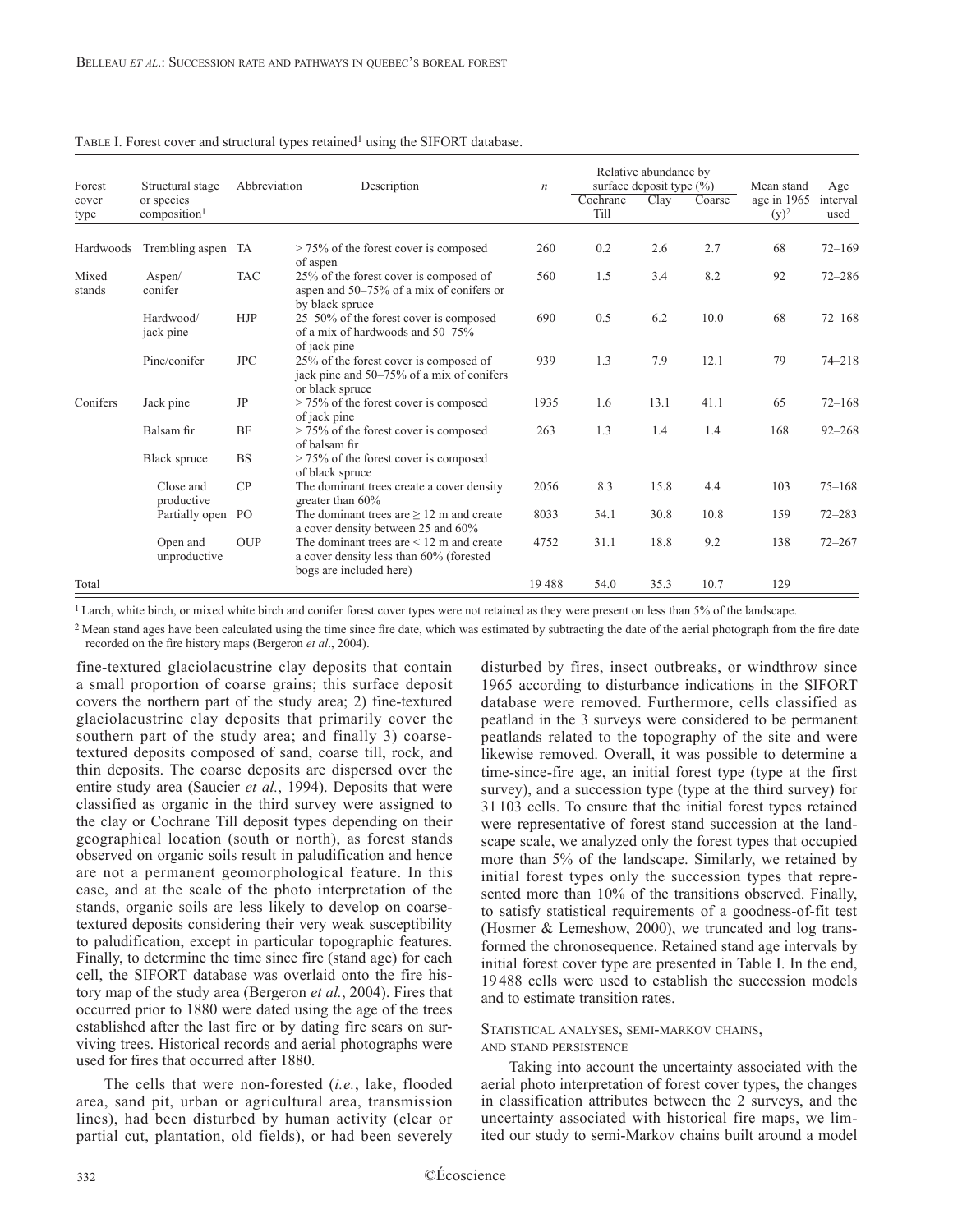TABLE I. Forest cover and structural types retained[1] using the SIFORT database.

| Forest cover type | Structural stage or species composition[1] | Abbreviation | Description | $n$ | Relative abundance by surface deposit type (%) | | | Mean stand age in 1965 (y)[2] | Age interval used |
|---|---|---|---|---|---|---|---|---|---|
| | | | | | Cochrane Till | Clay | Coarse | | |
| Hardwoods | Trembling aspen | TA | > 75% of the forest cover is composed of aspen | 260 | 0.2 | 2.6 | 2.7 | 68 | 72–169 |
| Mixed stands | Aspen/ conifer | TAC | 25% of the forest cover is composed of aspen and 50–75% of a mix of conifers or by black spruce | 560 | 1.5 | 3.4 | 8.2 | 92 | 72–286 |
| | Hardwood/ jack pine | HJP | 25–50% of the forest cover is composed of a mix of hardwoods and 50–75% of jack pine | 690 | 0.5 | 6.2 | 10.0 | 68 | 72–168 |
| | Pine/conifer | JPC | 25% of the forest cover is composed of jack pine and 50–75% of a mix of conifers or black spruce | 939 | 1.3 | 7.9 | 12.1 | 79 | 74–218 |
| Conifers | Jack pine | JP | > 75% of the forest cover is composed of jack pine | 1935 | 1.6 | 13.1 | 41.1 | 65 | 72–168 |
| | Balsam fir | BF | > 75% of the forest cover is composed of balsam fir | 263 | 1.3 | 1.4 | 1.4 | 168 | 92–268 |
| | Black spruce | BS | > 75% of the forest cover is composed of black spruce | | | | | | |
| | Close and productive | CP | The dominant trees create a cover density greater than 60% | 2056 | 8.3 | 15.8 | 4.4 | 103 | 75–168 |
| | Partially open | PO | The dominant trees are ≥ 12 m and create a cover density between 25 and 60% | 8033 | 54.1 | 30.8 | 10.8 | 159 | 72–283 |
| | Open and unproductive | OUP | The dominant trees are < 12 m and create a cover density less than 60% (forested bogs are included here) | 4752 | 31.1 | 18.8 | 9.2 | 138 | 72–267 |
| Total | | | | 19 488 | 54.0 | 35.3 | 10.7 | 129 | |

[1] Larch, white birch, or mixed white birch and conifer forest cover types were not retained as they were present on less than 5% of the landscape.

[2] Mean stand ages have been calculated using the time since fire date, which was estimated by subtracting the date of the aerial photograph from the fire date recorded on the fire history maps (Bergeron *et al*., 2004).

fine-textured glaciolacustrine clay deposits that contain a small proportion of coarse grains; this surface deposit covers the northern part of the study area; 2) fine-textured glaciolacustrine clay deposits that primarily cover the southern part of the study area; and finally 3) coarse-textured deposits composed of sand, coarse till, rock, and thin deposits. The coarse deposits are dispersed over the entire study area (Saucier *et al.*, 1994). Deposits that were classified as organic in the third survey were assigned to the clay or Cochrane Till deposit types depending on their geographical location (south or north), as forest stands observed on organic soils result in paludification and hence are not a permanent geomorphological feature. In this case, and at the scale of the photo interpretation of the stands, organic soils are less likely to develop on coarse-textured deposits considering their very weak susceptibility to paludification, except in particular topographic features. Finally, to determine the time since fire (stand age) for each cell, the SIFORT database was overlaid onto the fire history map of the study area (Bergeron *et al.*, 2004). Fires that occurred prior to 1880 were dated using the age of the trees established after the last fire or by dating fire scars on surviving trees. Historical records and aerial photographs were used for fires that occurred after 1880.

The cells that were non-forested (*i.e.*, lake, flooded area, sand pit, urban or agricultural area, transmission lines), had been disturbed by human activity (clear or partial cut, plantation, old fields), or had been severely disturbed by fires, insect outbreaks, or windthrow since 1965 according to disturbance indications in the SIFORT database were removed. Furthermore, cells classified as peatland in the 3 surveys were considered to be permanent peatlands related to the topography of the site and were likewise removed. Overall, it was possible to determine a time-since-fire age, an initial forest type (type at the first survey), and a succession type (type at the third survey) for 31 103 cells. To ensure that the initial forest types retained were representative of forest stand succession at the landscape scale, we analyzed only the forest types that occupied more than 5% of the landscape. Similarly, we retained by initial forest types only the succession types that represented more than 10% of the transitions observed. Finally, to satisfy statistical requirements of a goodness-of-fit test (Hosmer & Lemeshow, 2000), we truncated and log transformed the chronosequence. Retained stand age intervals by initial forest cover type are presented in Table I. In the end, 19 488 cells were used to establish the succession models and to estimate transition rates.

### STATISTICAL ANALYSES, SEMI-MARKOV CHAINS, AND STAND PERSISTENCE

Taking into account the uncertainty associated with the aerial photo interpretation of forest cover types, the changes in classification attributes between the 2 surveys, and the uncertainty associated with historical fire maps, we limited our study to semi-Markov chains built around a model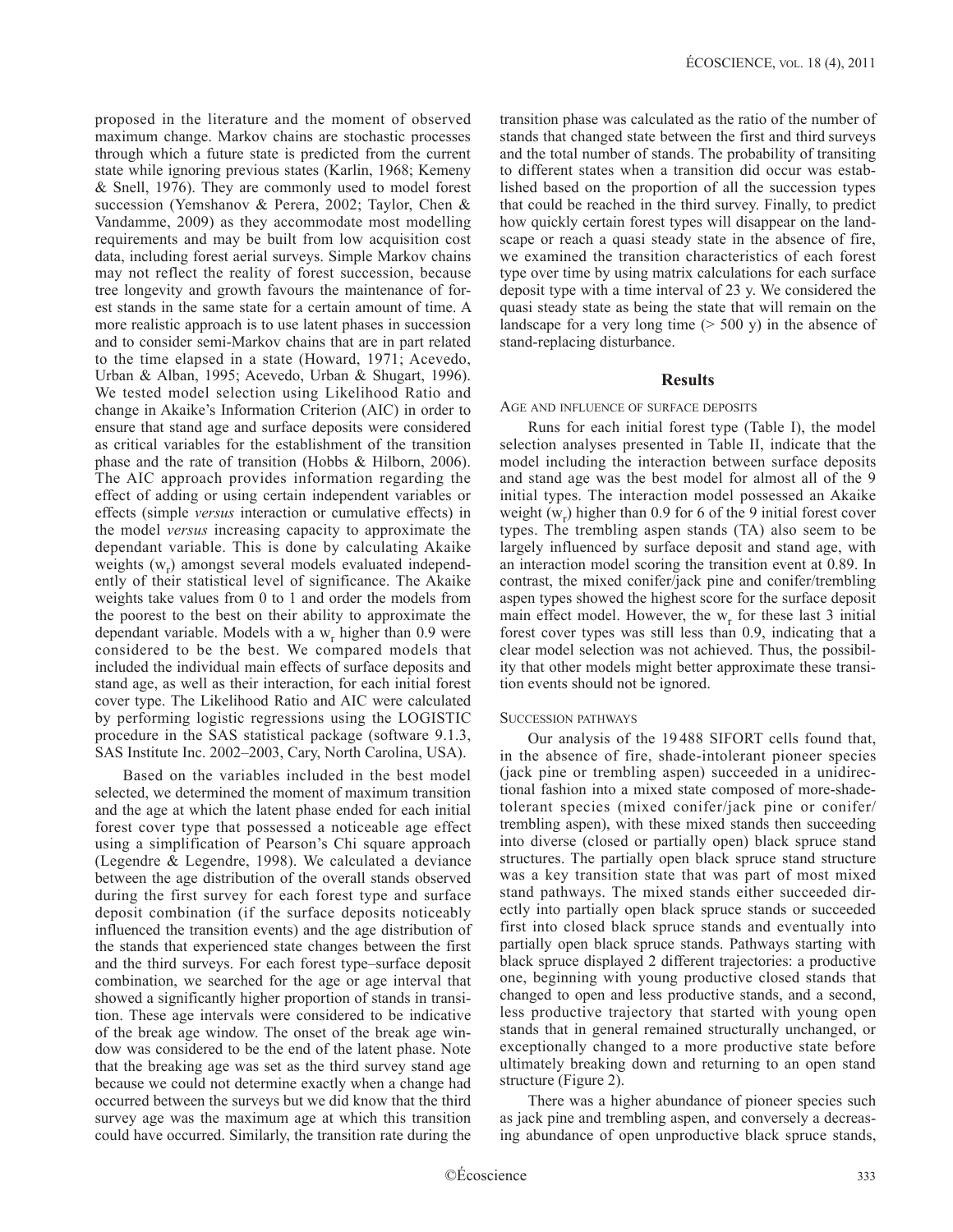proposed in the literature and the moment of observed maximum change. Markov chains are stochastic processes through which a future state is predicted from the current state while ignoring previous states (Karlin, 1968; Kemeny & Snell, 1976). They are commonly used to model forest succession (Yemshanov & Perera, 2002; Taylor, Chen & Vandamme, 2009) as they accommodate most modelling requirements and may be built from low acquisition cost data, including forest aerial surveys. Simple Markov chains may not reflect the reality of forest succession, because tree longevity and growth favours the maintenance of forest stands in the same state for a certain amount of time. A more realistic approach is to use latent phases in succession and to consider semi-Markov chains that are in part related to the time elapsed in a state (Howard, 1971; Acevedo, Urban & Alban, 1995; Acevedo, Urban & Shugart, 1996). We tested model selection using Likelihood Ratio and change in Akaike's Information Criterion (AIC) in order to ensure that stand age and surface deposits were considered as critical variables for the establishment of the transition phase and the rate of transition (Hobbs & Hilborn, 2006). The AIC approach provides information regarding the effect of adding or using certain independent variables or effects (simple *versus* interaction or cumulative effects) in the model *versus* increasing capacity to approximate the dependant variable. This is done by calculating Akaike weights ($w_r$) amongst several models evaluated independently of their statistical level of significance. The Akaike weights take values from 0 to 1 and order the models from the poorest to the best on their ability to approximate the dependant variable. Models with a $w_r$ higher than 0.9 were considered to be the best. We compared models that included the individual main effects of surface deposits and stand age, as well as their interaction, for each initial forest cover type. The Likelihood Ratio and AIC were calculated by performing logistic regressions using the LOGISTIC procedure in the SAS statistical package (software 9.1.3, SAS Institute Inc. 2002–2003, Cary, North Carolina, USA).

Based on the variables included in the best model selected, we determined the moment of maximum transition and the age at which the latent phase ended for each initial forest cover type that possessed a noticeable age effect using a simplification of Pearson's Chi square approach (Legendre & Legendre, 1998). We calculated a deviance between the age distribution of the overall stands observed during the first survey for each forest type and surface deposit combination (if the surface deposits noticeably influenced the transition events) and the age distribution of the stands that experienced state changes between the first and the third surveys. For each forest type–surface deposit combination, we searched for the age or age interval that showed a significantly higher proportion of stands in transition. These age intervals were considered to be indicative of the break age window. The onset of the break age window was considered to be the end of the latent phase. Note that the breaking age was set as the third survey stand age because we could not determine exactly when a change had occurred between the surveys but we did know that the third survey age was the maximum age at which this transition could have occurred. Similarly, the transition rate during the transition phase was calculated as the ratio of the number of stands that changed state between the first and third surveys and the total number of stands. The probability of transiting to different states when a transition did occur was established based on the proportion of all the succession types that could be reached in the third survey. Finally, to predict how quickly certain forest types will disappear on the landscape or reach a quasi steady state in the absence of fire, we examined the transition characteristics of each forest type over time by using matrix calculations for each surface deposit type with a time interval of 23 y. We considered the quasi steady state as being the state that will remain on the landscape for a very long time (> 500 y) in the absence of stand-replacing disturbance.

## Results

### Age and influence of surface deposits

Runs for each initial forest type (Table I), the model selection analyses presented in Table II, indicate that the model including the interaction between surface deposits and stand age was the best model for almost all of the 9 initial types. The interaction model possessed an Akaike weight ($w_r$) higher than 0.9 for 6 of the 9 initial forest cover types. The trembling aspen stands (TA) also seem to be largely influenced by surface deposit and stand age, with an interaction model scoring the transition event at 0.89. In contrast, the mixed conifer/jack pine and conifer/trembling aspen types showed the highest score for the surface deposit main effect model. However, the $w_r$ for these last 3 initial forest cover types was still less than 0.9, indicating that a clear model selection was not achieved. Thus, the possibility that other models might better approximate these transition events should not be ignored.

### Succession pathways

Our analysis of the 19 488 SIFORT cells found that, in the absence of fire, shade-intolerant pioneer species (jack pine or trembling aspen) succeeded in a unidirectional fashion into a mixed state composed of more-shade-tolerant species (mixed conifer/jack pine or conifer/trembling aspen), with these mixed stands then succeeding into diverse (closed or partially open) black spruce stand structures. The partially open black spruce stand structure was a key transition state that was part of most mixed stand pathways. The mixed stands either succeeded directly into partially open black spruce stands or succeeded first into closed black spruce stands and eventually into partially open black spruce stands. Pathways starting with black spruce displayed 2 different trajectories: a productive one, beginning with young productive closed stands that changed to open and less productive stands, and a second, less productive trajectory that started with young open stands that in general remained structurally unchanged, or exceptionally changed to a more productive state before ultimately breaking down and returning to an open stand structure (Figure 2).

There was a higher abundance of pioneer species such as jack pine and trembling aspen, and conversely a decreasing abundance of open unproductive black spruce stands,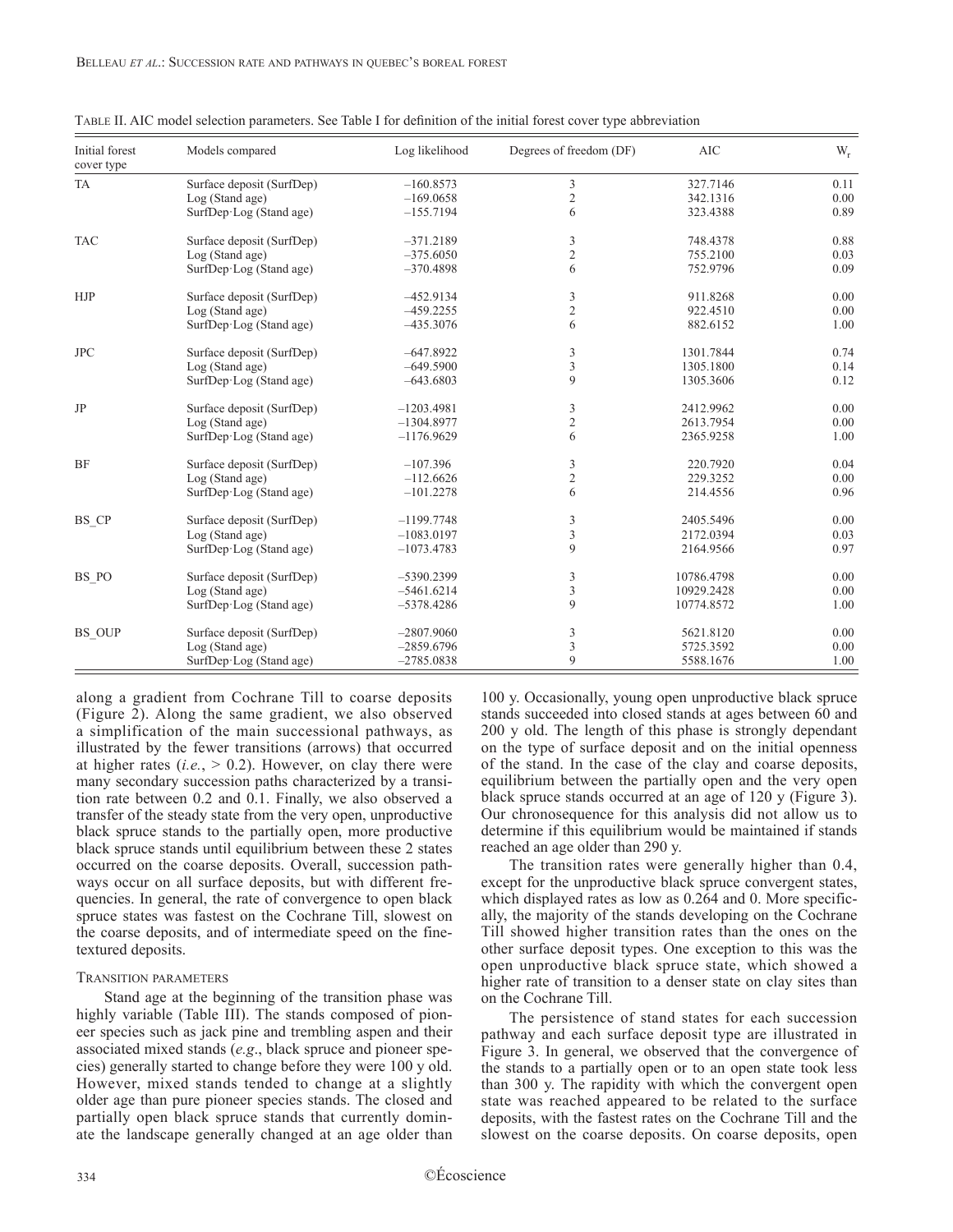TABLE II. AIC model selection parameters. See Table I for definition of the initial forest cover type abbreviation

| Initial forest cover type | Models compared | Log likelihood | Degrees of freedom (DF) | AIC | $W_r$ |
|---|---|---|---|---|---|
| TA | Surface deposit (SurfDep) | –160.8573 | 3 | 327.7146 | 0.11 |
| | Log (Stand age) | –169.0658 | 2 | 342.1316 | 0.00 |
| | SurfDep·Log (Stand age) | –155.7194 | 6 | 323.4388 | 0.89 |
| TAC | Surface deposit (SurfDep) | –371.2189 | 3 | 748.4378 | 0.88 |
| | Log (Stand age) | –375.6050 | 2 | 755.2100 | 0.03 |
| | SurfDep·Log (Stand age) | –370.4898 | 6 | 752.9796 | 0.09 |
| HJP | Surface deposit (SurfDep) | –452.9134 | 3 | 911.8268 | 0.00 |
| | Log (Stand age) | –459.2255 | 2 | 922.4510 | 0.00 |
| | SurfDep·Log (Stand age) | –435.3076 | 6 | 882.6152 | 1.00 |
| JPC | Surface deposit (SurfDep) | –647.8922 | 3 | 1301.7844 | 0.74 |
| | Log (Stand age) | –649.5900 | 3 | 1305.1800 | 0.14 |
| | SurfDep·Log (Stand age) | –643.6803 | 9 | 1305.3606 | 0.12 |
| JP | Surface deposit (SurfDep) | –1203.4981 | 3 | 2412.9962 | 0.00 |
| | Log (Stand age) | –1304.8977 | 2 | 2613.7954 | 0.00 |
| | SurfDep·Log (Stand age) | –1176.9629 | 6 | 2365.9258 | 1.00 |
| BF | Surface deposit (SurfDep) | –107.396 | 3 | 220.7920 | 0.04 |
| | Log (Stand age) | –112.6626 | 2 | 229.3252 | 0.00 |
| | SurfDep·Log (Stand age) | –101.2278 | 6 | 214.4556 | 0.96 |
| BS_CP | Surface deposit (SurfDep) | –1199.7748 | 3 | 2405.5496 | 0.00 |
| | Log (Stand age) | –1083.0197 | 3 | 2172.0394 | 0.03 |
| | SurfDep·Log (Stand age) | –1073.4783 | 9 | 2164.9566 | 0.97 |
| BS_PO | Surface deposit (SurfDep) | –5390.2399 | 3 | 10786.4798 | 0.00 |
| | Log (Stand age) | –5461.6214 | 3 | 10929.2428 | 0.00 |
| | SurfDep·Log (Stand age) | –5378.4286 | 9 | 10774.8572 | 1.00 |
| BS_OUP | Surface deposit (SurfDep) | –2807.9060 | 3 | 5621.8120 | 0.00 |
| | Log (Stand age) | –2859.6796 | 3 | 5725.3592 | 0.00 |
| | SurfDep·Log (Stand age) | –2785.0838 | 9 | 5588.1676 | 1.00 |

along a gradient from Cochrane Till to coarse deposits (Figure 2). Along the same gradient, we also observed a simplification of the main successional pathways, as illustrated by the fewer transitions (arrows) that occurred at higher rates (*i.e.*, > 0.2). However, on clay there were many secondary succession paths characterized by a transition rate between 0.2 and 0.1. Finally, we also observed a transfer of the steady state from the very open, unproductive black spruce stands to the partially open, more productive black spruce stands until equilibrium between these 2 states occurred on the coarse deposits. Overall, succession pathways occur on all surface deposits, but with different frequencies. In general, the rate of convergence to open black spruce states was fastest on the Cochrane Till, slowest on the coarse deposits, and of intermediate speed on the fine-textured deposits.

### Transition parameters

Stand age at the beginning of the transition phase was highly variable (Table III). The stands composed of pioneer species such as jack pine and trembling aspen and their associated mixed stands (*e.g.*, black spruce and pioneer species) generally started to change before they were 100 y old. However, mixed stands tended to change at a slightly older age than pure pioneer species stands. The closed and partially open black spruce stands that currently dominate the landscape generally changed at an age older than 100 y. Occasionally, young open unproductive black spruce stands succeeded into closed stands at ages between 60 and 200 y old. The length of this phase is strongly dependant on the type of surface deposit and on the initial openness of the stand. In the case of the clay and coarse deposits, equilibrium between the partially open and the very open black spruce stands occurred at an age of 120 y (Figure 3). Our chronosequence for this analysis did not allow us to determine if this equilibrium would be maintained if stands reached an age older than 290 y.

The transition rates were generally higher than 0.4, except for the unproductive black spruce convergent states, which displayed rates as low as 0.264 and 0. More specifically, the majority of the stands developing on the Cochrane Till showed higher transition rates than the ones on the other surface deposit types. One exception to this was the open unproductive black spruce state, which showed a higher rate of transition to a denser state on clay sites than on the Cochrane Till.

The persistence of stand states for each succession pathway and each surface deposit type are illustrated in Figure 3. In general, we observed that the convergence of the stands to a partially open or to an open state took less than 300 y. The rapidity with which the convergent open state was reached appeared to be related to the surface deposits, with the fastest rates on the Cochrane Till and the slowest on the coarse deposits. On coarse deposits, open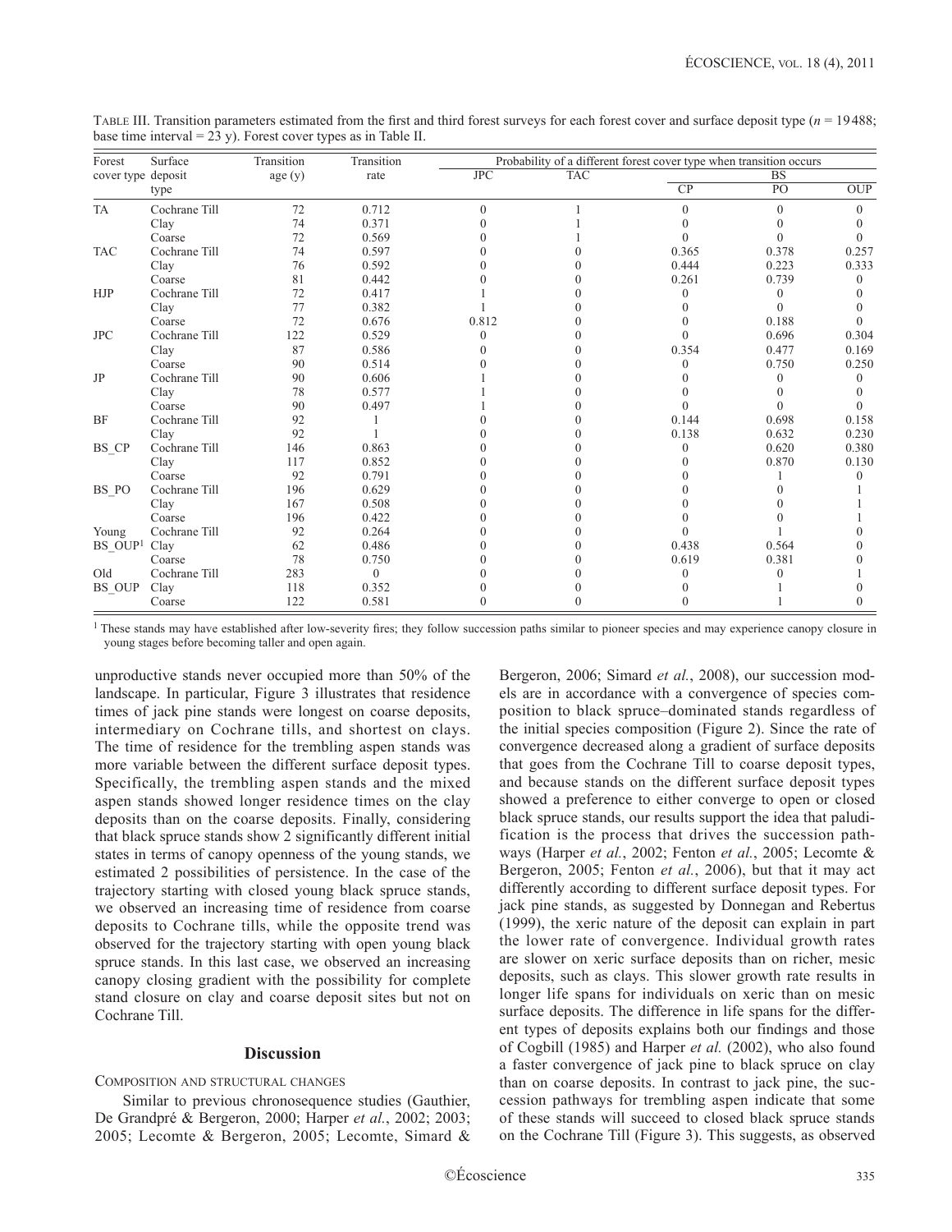TABLE III. Transition parameters estimated from the first and third forest surveys for each forest cover and surface deposit type ($n$ = 19488; base time interval = 23 y). Forest cover types as in Table II.

| Forest cover type | Surface deposit type | Transition age (y) | Transition rate | Probability of a different forest cover type when transition occurs | | | | |
|---|---|---|---|---|---|---|---|---|
| | | | | JPC | TAC | BS | | |
| | | | | | | CP | PO | OUP |
| TA | Cochrane Till | 72 | 0.712 | 0 | 1 | 0 | 0 | 0 |
| | Clay | 74 | 0.371 | 0 | 1 | 0 | 0 | 0 |
| | Coarse | 72 | 0.569 | 0 | 1 | 0 | 0 | 0 |
| TAC | Cochrane Till | 74 | 0.597 | 0 | 0 | 0.365 | 0.378 | 0.257 |
| | Clay | 76 | 0.592 | 0 | 0 | 0.444 | 0.223 | 0.333 |
| | Coarse | 81 | 0.442 | 0 | 0 | 0.261 | 0.739 | 0 |
| HJP | Cochrane Till | 72 | 0.417 | 1 | 0 | 0 | 0 | 0 |
| | Clay | 77 | 0.382 | 1 | 0 | 0 | 0 | 0 |
| | Coarse | 72 | 0.676 | 0.812 | 0 | 0 | 0.188 | 0 |
| JPC | Cochrane Till | 122 | 0.529 | 0 | 0 | 0 | 0.696 | 0.304 |
| | Clay | 87 | 0.586 | 0 | 0 | 0.354 | 0.477 | 0.169 |
| | Coarse | 90 | 0.514 | 0 | 0 | 0 | 0.750 | 0.250 |
| JP | Cochrane Till | 90 | 0.606 | 1 | 0 | 0 | 0 | 0 |
| | Clay | 78 | 0.577 | 1 | 0 | 0 | 0 | 0 |
| | Coarse | 90 | 0.497 | 1 | 0 | 0 | 0 | 0 |
| BF | Cochrane Till | 92 | 1 | 0 | 0 | 0.144 | 0.698 | 0.158 |
| | Clay | 92 | 1 | 0 | 0 | 0.138 | 0.632 | 0.230 |
| BS_CP | Cochrane Till | 146 | 0.863 | 0 | 0 | 0 | 0.620 | 0.380 |
| | Clay | 117 | 0.852 | 0 | 0 | 0 | 0.870 | 0.130 |
| | Coarse | 92 | 0.791 | 0 | 0 | 0 | 1 | 0 |
| BS_PO | Cochrane Till | 196 | 0.629 | 0 | 0 | 0 | 0 | 1 |
| | Clay | 167 | 0.508 | 0 | 0 | 0 | 0 | 1 |
| | Coarse | 196 | 0.422 | 0 | 0 | 0 | 0 | 1 |
| Young BS_OUP[1] | Cochrane Till | 92 | 0.264 | 0 | 0 | 0 | 1 | 0 |
| | Clay | 62 | 0.486 | 0 | 0 | 0.438 | 0.564 | 0 |
| | Coarse | 78 | 0.750 | 0 | 0 | 0.619 | 0.381 | 0 |
| Old BS_OUP | Cochrane Till | 283 | 0 | 0 | 0 | 0 | 0 | 1 |
| | Clay | 118 | 0.352 | 0 | 0 | 0 | 1 | 0 |
| | Coarse | 122 | 0.581 | 0 | 0 | 0 | 1 | 0 |

[1] These stands may have established after low-severity fires; they follow succession paths similar to pioneer species and may experience canopy closure in young stages before becoming taller and open again.

unproductive stands never occupied more than 50% of the landscape. In particular, Figure 3 illustrates that residence times of jack pine stands were longest on coarse deposits, intermediary on Cochrane tills, and shortest on clays. The time of residence for the trembling aspen stands was more variable between the different surface deposit types. Specifically, the trembling aspen stands and the mixed aspen stands showed longer residence times on the clay deposits than on the coarse deposits. Finally, considering that black spruce stands show 2 significantly different initial states in terms of canopy openness of the young stands, we estimated 2 possibilities of persistence. In the case of the trajectory starting with closed young black spruce stands, we observed an increasing time of residence from coarse deposits to Cochrane tills, while the opposite trend was observed for the trajectory starting with open young black spruce stands. In this last case, we observed an increasing canopy closing gradient with the possibility for complete stand closure on clay and coarse deposit sites but not on Cochrane Till.

## Discussion

### Composition and structural changes

Similar to previous chronosequence studies (Gauthier, De Grandpré & Bergeron, 2000; Harper *et al.*, 2002; 2003; 2005; Lecomte & Bergeron, 2005; Lecomte, Simard & Bergeron, 2006; Simard *et al.*, 2008), our succession models are in accordance with a convergence of species composition to black spruce–dominated stands regardless of the initial species composition (Figure 2). Since the rate of convergence decreased along a gradient of surface deposits that goes from the Cochrane Till to coarse deposit types, and because stands on the different surface deposit types showed a preference to either converge to open or closed black spruce stands, our results support the idea that paludification is the process that drives the succession pathways (Harper *et al.*, 2002; Fenton *et al.*, 2005; Lecomte & Bergeron, 2005; Fenton *et al.*, 2006), but that it may act differently according to different surface deposit types. For jack pine stands, as suggested by Donnegan and Rebertus (1999), the xeric nature of the deposit can explain in part the lower rate of convergence. Individual growth rates are slower on xeric surface deposits than on richer, mesic deposits, such as clays. This slower growth rate results in longer life spans for individuals on xeric than on mesic surface deposits. The difference in life spans for the different types of deposits explains both our findings and those of Cogbill (1985) and Harper *et al.* (2002), who also found a faster convergence of jack pine to black spruce on clay than on coarse deposits. In contrast to jack pine, the succession pathways for trembling aspen indicate that some of these stands will succeed to closed black spruce stands on the Cochrane Till (Figure 3). This suggests, as observed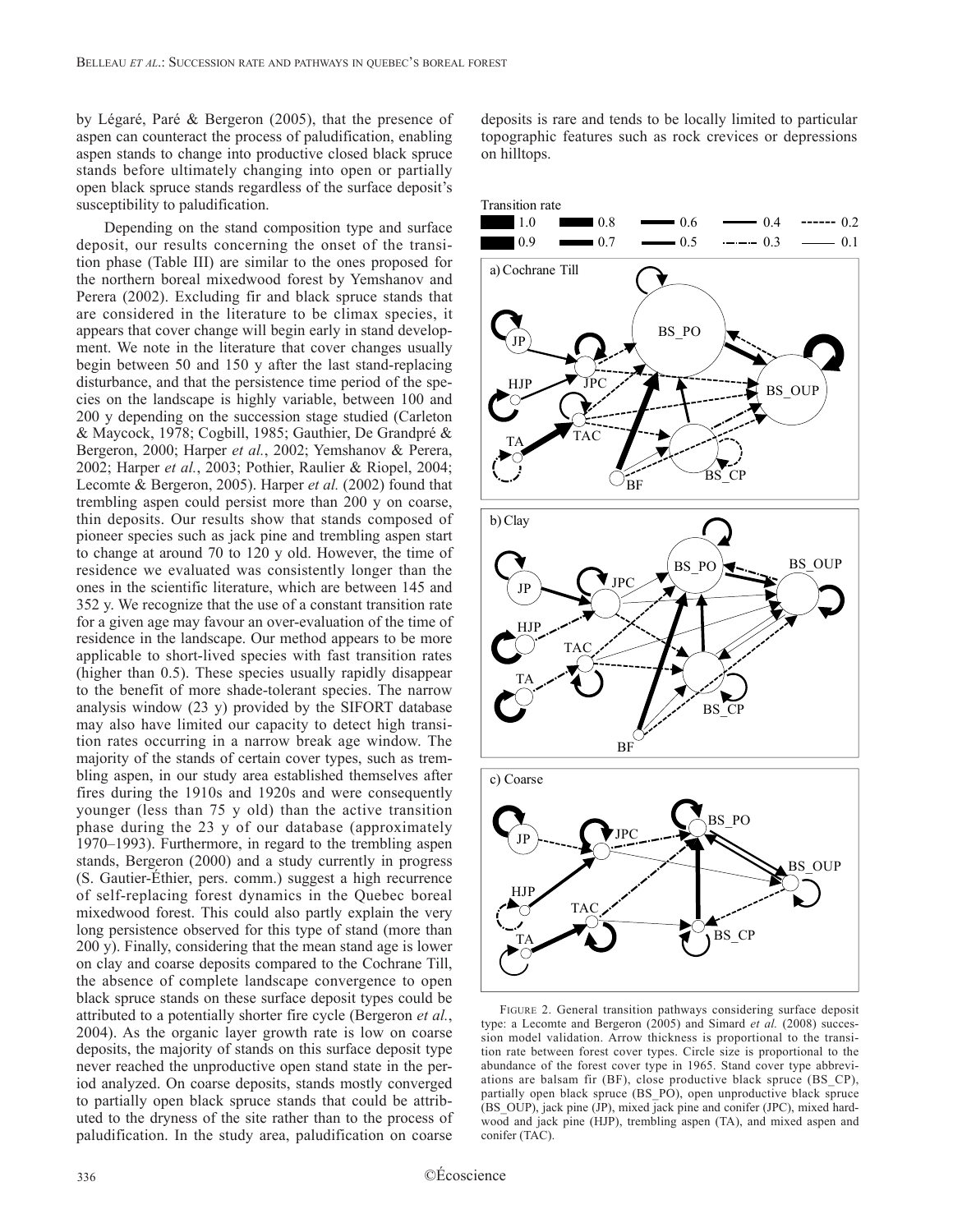by Légaré, Paré & Bergeron (2005), that the presence of aspen can counteract the process of paludification, enabling aspen stands to change into productive closed black spruce stands before ultimately changing into open or partially open black spruce stands regardless of the surface deposit's susceptibility to paludification.

Depending on the stand composition type and surface deposit, our results concerning the onset of the transition phase (Table III) are similar to the ones proposed for the northern boreal mixedwood forest by Yemshanov and Perera (2002). Excluding fir and black spruce stands that are considered in the literature to be climax species, it appears that cover change will begin early in stand development. We note in the literature that cover changes usually begin between 50 and 150 y after the last stand-replacing disturbance, and that the persistence time period of the species on the landscape is highly variable, between 100 and 200 y depending on the succession stage studied (Carleton & Maycock, 1978; Cogbill, 1985; Gauthier, De Grandpré & Bergeron, 2000; Harper *et al.*, 2002; Yemshanov & Perera, 2002; Harper *et al.*, 2003; Pothier, Raulier & Riopel, 2004; Lecomte & Bergeron, 2005). Harper *et al.* (2002) found that trembling aspen could persist more than 200 y on coarse, thin deposits. Our results show that stands composed of pioneer species such as jack pine and trembling aspen start to change at around 70 to 120 y old. However, the time of residence we evaluated was consistently longer than the ones in the scientific literature, which are between 145 and 352 y. We recognize that the use of a constant transition rate for a given age may favour an over-evaluation of the time of residence in the landscape. Our method appears to be more applicable to short-lived species with fast transition rates (higher than 0.5). These species usually rapidly disappear to the benefit of more shade-tolerant species. The narrow analysis window (23 y) provided by the SIFORT database may also have limited our capacity to detect high transition rates occurring in a narrow break age window. The majority of the stands of certain cover types, such as trembling aspen, in our study area established themselves after fires during the 1910s and 1920s and were consequently younger (less than 75 y old) than the active transition phase during the 23 y of our database (approximately 1970–1993). Furthermore, in regard to the trembling aspen stands, Bergeron (2000) and a study currently in progress (S. Gautier-Éthier, pers. comm.) suggest a high recurrence of self-replacing forest dynamics in the Quebec boreal mixedwood forest. This could also partly explain the very long persistence observed for this type of stand (more than 200 y). Finally, considering that the mean stand age is lower on clay and coarse deposits compared to the Cochrane Till, the absence of complete landscape convergence to open black spruce stands on these surface deposit types could be attributed to a potentially shorter fire cycle (Bergeron *et al.*, 2004). As the organic layer growth rate is low on coarse deposits, the majority of stands on this surface deposit type never reached the unproductive open stand state in the period analyzed. On coarse deposits, stands mostly converged to partially open black spruce stands that could be attributed to the dryness of the site rather than to the process of paludification. In the study area, paludification on coarse deposits is rare and tends to be locally limited to particular topographic features such as rock crevices or depressions on hilltops.

FIGURE 2. General transition pathways considering surface deposit type: a Lecomte and Bergeron (2005) and Simard *et al.* (2008) succession model validation. Arrow thickness is proportional to the transition rate between forest cover types. Circle size is proportional to the abundance of the forest cover type in 1965. Stand cover type abbreviations are balsam fir (BF), close productive black spruce (BS_CP), partially open black spruce (BS_PO), open unproductive black spruce (BS_OUP), jack pine (JP), mixed jack pine and conifer (JPC), mixed hardwood and jack pine (HJP), trembling aspen (TA), and mixed aspen and conifer (TAC).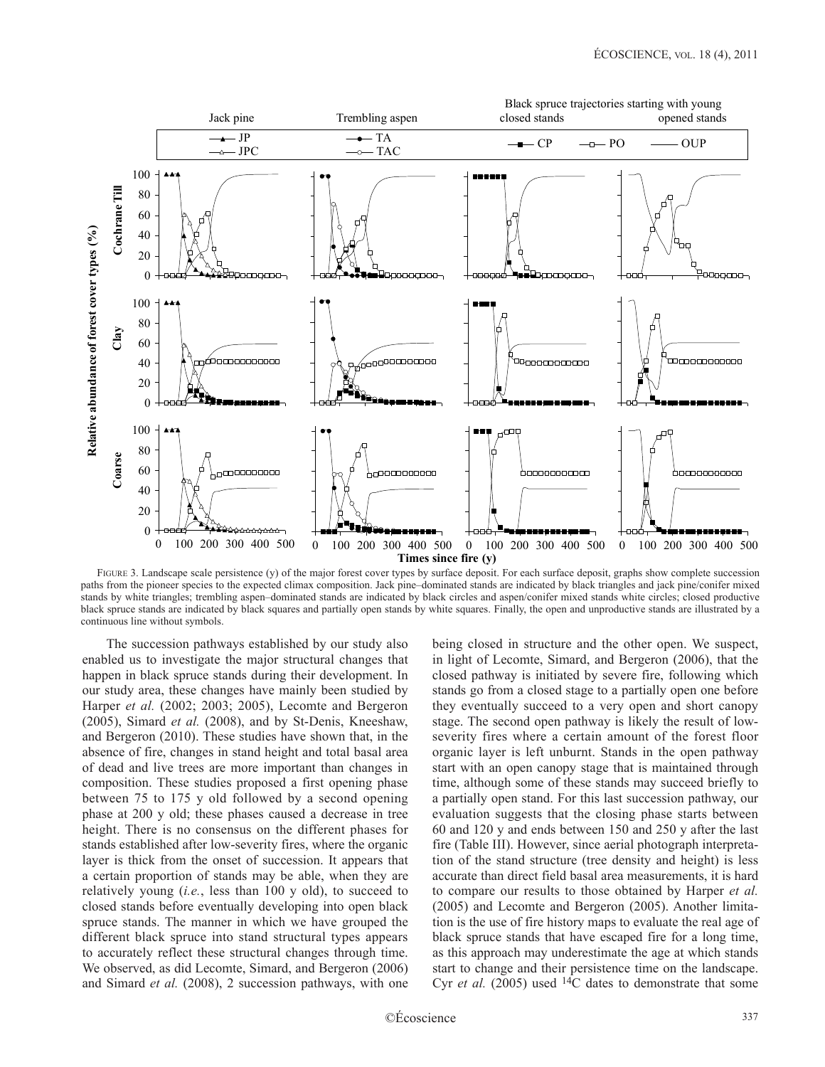FIGURE 3. Landscape scale persistence (y) of the major forest cover types by surface deposit. For each surface deposit, graphs show complete succession paths from the pioneer species to the expected climax composition. Jack pine–dominated stands are indicated by black triangles and jack pine/conifer mixed stands by white triangles; trembling aspen–dominated stands are indicated by black circles and aspen/conifer mixed stands white circles; closed productive black spruce stands are indicated by black squares and partially open stands by white squares. Finally, the open and unproductive stands are illustrated by a continuous line without symbols.

The succession pathways established by our study also enabled us to investigate the major structural changes that happen in black spruce stands during their development. In our study area, these changes have mainly been studied by Harper *et al.* (2002; 2003; 2005), Lecomte and Bergeron (2005), Simard *et al.* (2008), and by St-Denis, Kneeshaw, and Bergeron (2010). These studies have shown that, in the absence of fire, changes in stand height and total basal area of dead and live trees are more important than changes in composition. These studies proposed a first opening phase between 75 to 175 y old followed by a second opening phase at 200 y old; these phases caused a decrease in tree height. There is no consensus on the different phases for stands established after low-severity fires, where the organic layer is thick from the onset of succession. It appears that a certain proportion of stands may be able, when they are relatively young (*i.e.*, less than 100 y old), to succeed to closed stands before eventually developing into open black spruce stands. The manner in which we have grouped the different black spruce into stand structural types appears to accurately reflect these structural changes through time. We observed, as did Lecomte, Simard, and Bergeron (2006) and Simard *et al.* (2008), 2 succession pathways, with one being closed in structure and the other open. We suspect, in light of Lecomte, Simard, and Bergeron (2006), that the closed pathway is initiated by severe fire, following which stands go from a closed stage to a partially open one before they eventually succeed to a very open and short canopy stage. The second open pathway is likely the result of low-severity fires where a certain amount of the forest floor organic layer is left unburnt. Stands in the open pathway start with an open canopy stage that is maintained through time, although some of these stands may succeed briefly to a partially open stand. For this last succession pathway, our evaluation suggests that the closing phase starts between 60 and 120 y and ends between 150 and 250 y after the last fire (Table III). However, since aerial photograph interpretation of the stand structure (tree density and height) is less accurate than direct field basal area measurements, it is hard to compare our results to those obtained by Harper *et al.* (2005) and Lecomte and Bergeron (2005). Another limitation is the use of fire history maps to evaluate the real age of black spruce stands that have escaped fire for a long time, as this approach may underestimate the age at which stands start to change and their persistence time on the landscape. Cyr *et al.* (2005) used $^{14}C$ dates to demonstrate that some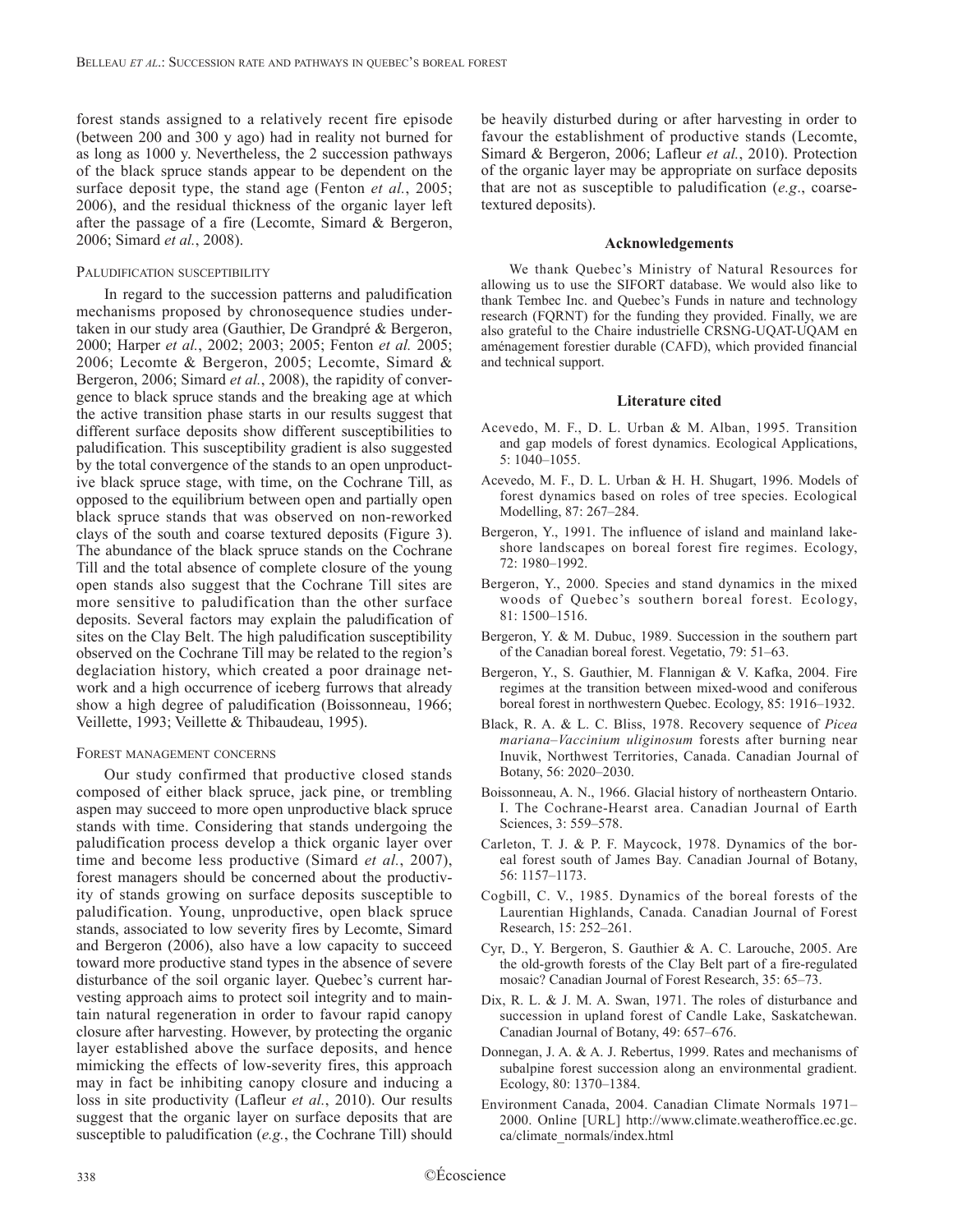forest stands assigned to a relatively recent fire episode (between 200 and 300 y ago) had in reality not burned for as long as 1000 y. Nevertheless, the 2 succession pathways of the black spruce stands appear to be dependent on the surface deposit type, the stand age (Fenton *et al.*, 2005; 2006), and the residual thickness of the organic layer left after the passage of a fire (Lecomte, Simard & Bergeron, 2006; Simard *et al.*, 2008).

### Paludification susceptibility

In regard to the succession patterns and paludification mechanisms proposed by chronosequence studies undertaken in our study area (Gauthier, De Grandpré & Bergeron, 2000; Harper *et al.*, 2002; 2003; 2005; Fenton *et al.* 2005; 2006; Lecomte & Bergeron, 2005; Lecomte, Simard & Bergeron, 2006; Simard *et al.*, 2008), the rapidity of convergence to black spruce stands and the breaking age at which the active transition phase starts in our results suggest that different surface deposits show different susceptibilities to paludification. This susceptibility gradient is also suggested by the total convergence of the stands to an open unproductive black spruce stage, with time, on the Cochrane Till, as opposed to the equilibrium between open and partially open black spruce stands that was observed on non-reworked clays of the south and coarse textured deposits (Figure 3). The abundance of the black spruce stands on the Cochrane Till and the total absence of complete closure of the young open stands also suggest that the Cochrane Till sites are more sensitive to paludification than the other surface deposits. Several factors may explain the paludification of sites on the Clay Belt. The high paludification susceptibility observed on the Cochrane Till may be related to the region's deglaciation history, which created a poor drainage network and a high occurrence of iceberg furrows that already show a high degree of paludification (Boissonneau, 1966; Veillette, 1993; Veillette & Thibaudeau, 1995).

### Forest management concerns

Our study confirmed that productive closed stands composed of either black spruce, jack pine, or trembling aspen may succeed to more open unproductive black spruce stands with time. Considering that stands undergoing the paludification process develop a thick organic layer over time and become less productive (Simard *et al.*, 2007), forest managers should be concerned about the productivity of stands growing on surface deposits susceptible to paludification. Young, unproductive, open black spruce stands, associated to low severity fires by Lecomte, Simard and Bergeron (2006), also have a low capacity to succeed toward more productive stand types in the absence of severe disturbance of the soil organic layer. Quebec's current harvesting approach aims to protect soil integrity and to maintain natural regeneration in order to favour rapid canopy closure after harvesting. However, by protecting the organic layer established above the surface deposits, and hence mimicking the effects of low-severity fires, this approach may in fact be inhibiting canopy closure and inducing a loss in site productivity (Lafleur *et al.*, 2010). Our results suggest that the organic layer on surface deposits that are susceptible to paludification (*e.g.*, the Cochrane Till) should be heavily disturbed during or after harvesting in order to favour the establishment of productive stands (Lecomte, Simard & Bergeron, 2006; Lafleur *et al.*, 2010). Protection of the organic layer may be appropriate on surface deposits that are not as susceptible to paludification (*e.g.*, coarse-textured deposits).

## Acknowledgements

We thank Quebec's Ministry of Natural Resources for allowing us to use the SIFORT database. We would also like to thank Tembec Inc. and Quebec's Funds in nature and technology research (FQRNT) for the funding they provided. Finally, we are also grateful to the Chaire industrielle CRSNG-UQAT-UQAM en aménagement forestier durable (CAFD), which provided financial and technical support.

## Literature cited

Acevedo, M. F., D. L. Urban & M. Alban, 1995. Transition and gap models of forest dynamics. Ecological Applications, 5: 1040–1055.

Acevedo, M. F., D. L. Urban & H. H. Shugart, 1996. Models of forest dynamics based on roles of tree species. Ecological Modelling, 87: 267–284.

Bergeron, Y., 1991. The influence of island and mainland lakeshore landscapes on boreal forest fire regimes. Ecology, 72: 1980–1992.

Bergeron, Y., 2000. Species and stand dynamics in the mixed woods of Quebec's southern boreal forest. Ecology, 81: 1500–1516.

Bergeron, Y. & M. Dubuc, 1989. Succession in the southern part of the Canadian boreal forest. Vegetatio, 79: 51–63.

Bergeron, Y., S. Gauthier, M. Flannigan & V. Kafka, 2004. Fire regimes at the transition between mixed-wood and coniferous boreal forest in northwestern Quebec. Ecology, 85: 1916–1932.

Black, R. A. & L. C. Bliss, 1978. Recovery sequence of *Picea mariana–Vaccinium uliginosum* forests after burning near Inuvik, Northwest Territories, Canada. Canadian Journal of Botany, 56: 2020–2030.

Boissonneau, A. N., 1966. Glacial history of northeastern Ontario. I. The Cochrane-Hearst area. Canadian Journal of Earth Sciences, 3: 559–578.

Carleton, T. J. & P. F. Maycock, 1978. Dynamics of the boreal forest south of James Bay. Canadian Journal of Botany, 56: 1157–1173.

Cogbill, C. V., 1985. Dynamics of the boreal forests of the Laurentian Highlands, Canada. Canadian Journal of Forest Research, 15: 252–261.

Cyr, D., Y. Bergeron, S. Gauthier & A. C. Larouche, 2005. Are the old-growth forests of the Clay Belt part of a fire-regulated mosaic? Canadian Journal of Forest Research, 35: 65–73.

Dix, R. L. & J. M. A. Swan, 1971. The roles of disturbance and succession in upland forest of Candle Lake, Saskatchewan. Canadian Journal of Botany, 49: 657–676.

Donnegan, J. A. & A. J. Rebertus, 1999. Rates and mechanisms of subalpine forest succession along an environmental gradient. Ecology, 80: 1370–1384.

Environment Canada, 2004. Canadian Climate Normals 1971–2000. Online [URL] http://www.climate.weatheroffice.ec.gc.ca/climate_normals/index.html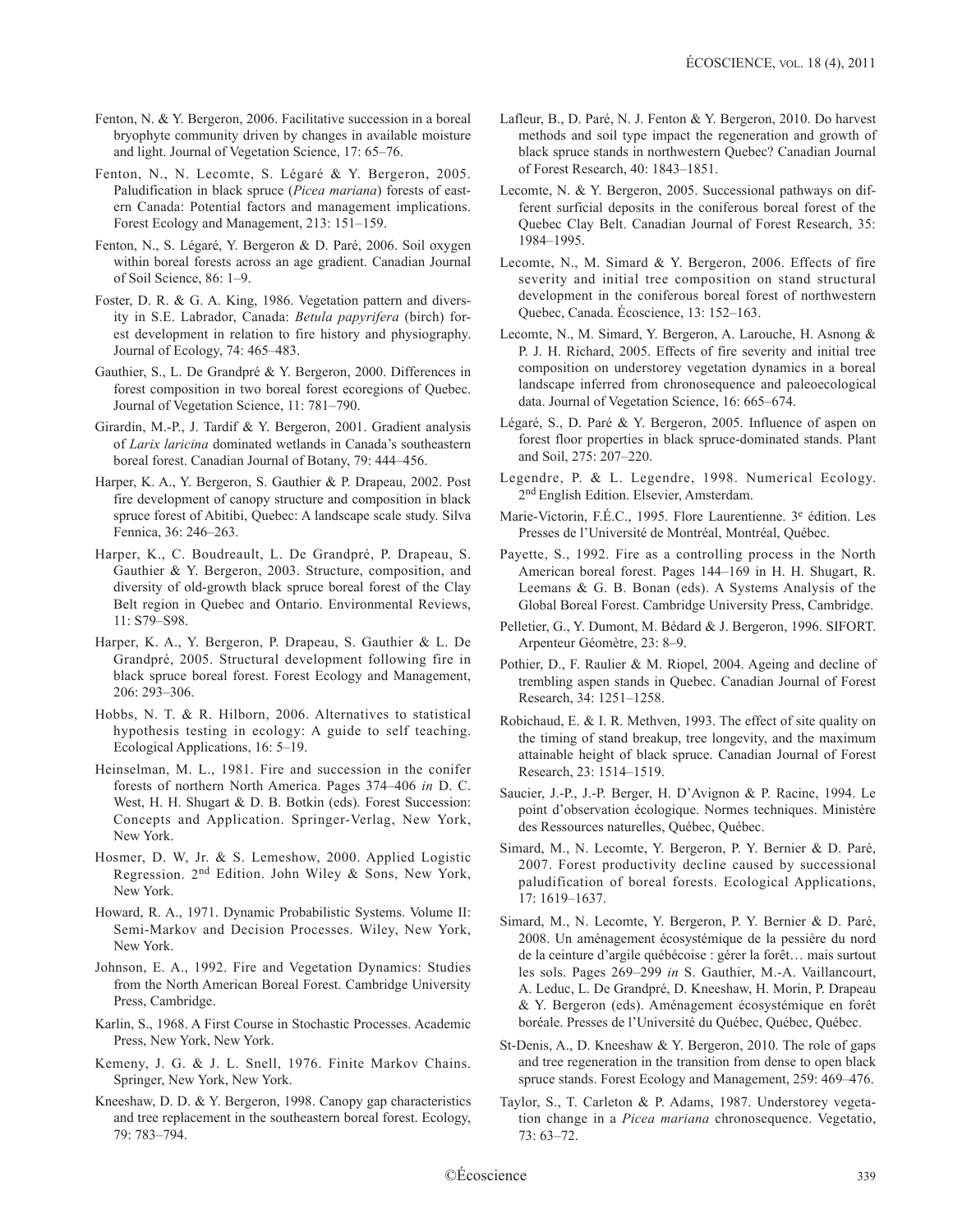Fenton, N. & Y. Bergeron, 2006. Facilitative succession in a boreal bryophyte community driven by changes in available moisture and light. Journal of Vegetation Science, 17: 65–76.

Fenton, N., N. Lecomte, S. Légaré & Y. Bergeron, 2005. Paludification in black spruce (*Picea mariana*) forests of eastern Canada: Potential factors and management implications. Forest Ecology and Management, 213: 151–159.

Fenton, N., S. Légaré, Y. Bergeron & D. Paré, 2006. Soil oxygen within boreal forests across an age gradient. Canadian Journal of Soil Science, 86: 1–9.

Foster, D. R. & G. A. King, 1986. Vegetation pattern and diversity in S.E. Labrador, Canada: *Betula papyrifera* (birch) forest development in relation to fire history and physiography. Journal of Ecology, 74: 465–483.

Gauthier, S., L. De Grandpré & Y. Bergeron, 2000. Differences in forest composition in two boreal forest ecoregions of Quebec. Journal of Vegetation Science, 11: 781–790.

Girardin, M.-P., J. Tardif & Y. Bergeron, 2001. Gradient analysis of *Larix laricina* dominated wetlands in Canada's southeastern boreal forest. Canadian Journal of Botany, 79: 444–456.

Harper, K. A., Y. Bergeron, S. Gauthier & P. Drapeau, 2002. Post fire development of canopy structure and composition in black spruce forest of Abitibi, Quebec: A landscape scale study. Silva Fennica, 36: 246–263.

Harper, K., C. Boudreault, L. De Grandpré, P. Drapeau, S. Gauthier & Y. Bergeron, 2003. Structure, composition, and diversity of old-growth black spruce boreal forest of the Clay Belt region in Quebec and Ontario. Environmental Reviews, 11: S79–S98.

Harper, K. A., Y. Bergeron, P. Drapeau, S. Gauthier & L. De Grandpré, 2005. Structural development following fire in black spruce boreal forest. Forest Ecology and Management, 206: 293–306.

Hobbs, N. T. & R. Hilborn, 2006. Alternatives to statistical hypothesis testing in ecology: A guide to self teaching. Ecological Applications, 16: 5–19.

Heinselman, M. L., 1981. Fire and succession in the conifer forests of northern North America. Pages 374–406 *in* D. C. West, H. H. Shugart & D. B. Botkin (eds). Forest Succession: Concepts and Application. Springer-Verlag, New York, New York.

Hosmer, D. W, Jr. & S. Lemeshow, 2000. Applied Logistic Regression. 2nd Edition. John Wiley & Sons, New York, New York.

Howard, R. A., 1971. Dynamic Probabilistic Systems. Volume II: Semi-Markov and Decision Processes. Wiley, New York, New York.

Johnson, E. A., 1992. Fire and Vegetation Dynamics: Studies from the North American Boreal Forest. Cambridge University Press, Cambridge.

Karlin, S., 1968. A First Course in Stochastic Processes. Academic Press, New York, New York.

Kemeny, J. G. & J. L. Snell, 1976. Finite Markov Chains. Springer, New York, New York.

Kneeshaw, D. D. & Y. Bergeron, 1998. Canopy gap characteristics and tree replacement in the southeastern boreal forest. Ecology, 79: 783–794.

Lafleur, B., D. Paré, N. J. Fenton & Y. Bergeron, 2010. Do harvest methods and soil type impact the regeneration and growth of black spruce stands in northwestern Quebec? Canadian Journal of Forest Research, 40: 1843–1851.

Lecomte, N. & Y. Bergeron, 2005. Successional pathways on different surficial deposits in the coniferous boreal forest of the Quebec Clay Belt. Canadian Journal of Forest Research, 35: 1984–1995.

Lecomte, N., M. Simard & Y. Bergeron, 2006. Effects of fire severity and initial tree composition on stand structural development in the coniferous boreal forest of northwestern Quebec, Canada. Écoscience, 13: 152–163.

Lecomte, N., M. Simard, Y. Bergeron, A. Larouche, H. Asnong & P. J. H. Richard, 2005. Effects of fire severity and initial tree composition on understorey vegetation dynamics in a boreal landscape inferred from chronosequence and paleoecological data. Journal of Vegetation Science, 16: 665–674.

Légaré, S., D. Paré & Y. Bergeron, 2005. Influence of aspen on forest floor properties in black spruce-dominated stands. Plant and Soil, 275: 207–220.

Legendre, P. & L. Legendre, 1998. Numerical Ecology. 2nd English Edition. Elsevier, Amsterdam.

Marie-Victorin, F.É.C., 1995. Flore Laurentienne. 3e édition. Les Presses de l'Université de Montréal, Montréal, Québec.

Payette, S., 1992. Fire as a controlling process in the North American boreal forest. Pages 144–169 in H. H. Shugart, R. Leemans & G. B. Bonan (eds). A Systems Analysis of the Global Boreal Forest. Cambridge University Press, Cambridge.

Pelletier, G., Y. Dumont, M. Bédard & J. Bergeron, 1996. SIFORT. Arpenteur Géomètre, 23: 8–9.

Pothier, D., F. Raulier & M. Riopel, 2004. Ageing and decline of trembling aspen stands in Quebec. Canadian Journal of Forest Research, 34: 1251–1258.

Robichaud, E. & I. R. Methven, 1993. The effect of site quality on the timing of stand breakup, tree longevity, and the maximum attainable height of black spruce. Canadian Journal of Forest Research, 23: 1514–1519.

Saucier, J.-P., J.-P. Berger, H. D'Avignon & P. Racine, 1994. Le point d'observation écologique. Normes techniques. Ministère des Ressources naturelles, Québec, Québec.

Simard, M., N. Lecomte, Y. Bergeron, P. Y. Bernier & D. Paré, 2007. Forest productivity decline caused by successional paludification of boreal forests. Ecological Applications, 17: 1619–1637.

Simard, M., N. Lecomte, Y. Bergeron, P. Y. Bernier & D. Paré, 2008. Un aménagement écosystémique de la pessière du nord de la ceinture d'argile québécoise : gérer la forêt… mais surtout les sols. Pages 269–299 *in* S. Gauthier, M.-A. Vaillancourt, A. Leduc, L. De Grandpré, D. Kneeshaw, H. Morin, P. Drapeau & Y. Bergeron (eds). Aménagement écosystémique en forêt boréale. Presses de l'Université du Québec, Québec, Québec.

St-Denis, A., D. Kneeshaw & Y. Bergeron, 2010. The role of gaps and tree regeneration in the transition from dense to open black spruce stands. Forest Ecology and Management, 259: 469–476.

Taylor, S., T. Carleton & P. Adams, 1987. Understorey vegetation change in a *Picea mariana* chronosequence. Vegetatio, 73: 63–72.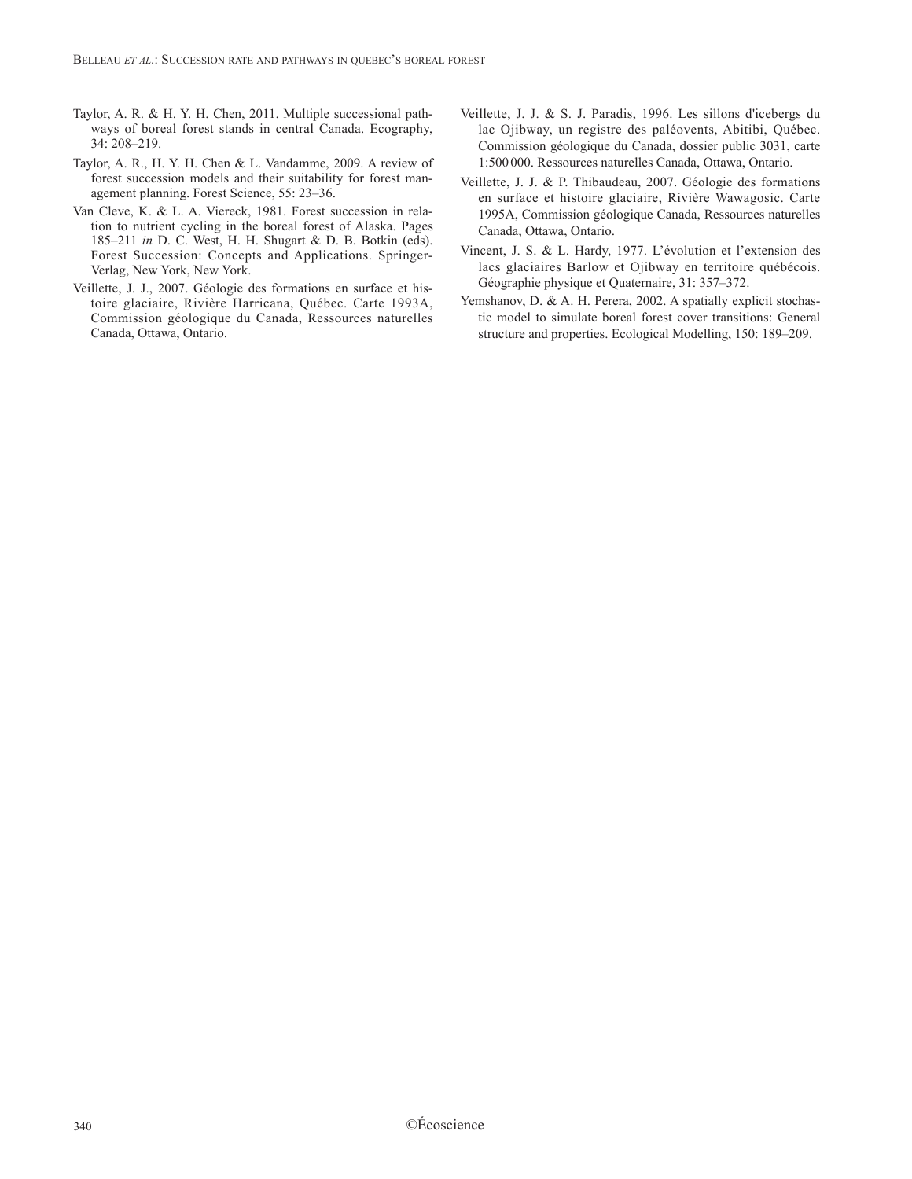Taylor, A. R. & H. Y. H. Chen, 2011. Multiple successional pathways of boreal forest stands in central Canada. Ecography, 34: 208–219.

Taylor, A. R., H. Y. H. Chen & L. Vandamme, 2009. A review of forest succession models and their suitability for forest management planning. Forest Science, 55: 23–36.

Van Cleve, K. & L. A. Viereck, 1981. Forest succession in relation to nutrient cycling in the boreal forest of Alaska. Pages 185–211 *in* D. C. West, H. H. Shugart & D. B. Botkin (eds). Forest Succession: Concepts and Applications. Springer-Verlag, New York, New York.

Veillette, J. J., 2007. Géologie des formations en surface et histoire glaciaire, Rivière Harricana, Québec. Carte 1993A, Commission géologique du Canada, Ressources naturelles Canada, Ottawa, Ontario.

Veillette, J. J. & S. J. Paradis, 1996. Les sillons d'icebergs du lac Ojibway, un registre des paléovents, Abitibi, Québec. Commission géologique du Canada, dossier public 3031, carte 1:500 000. Ressources naturelles Canada, Ottawa, Ontario.

Veillette, J. J. & P. Thibaudeau, 2007. Géologie des formations en surface et histoire glaciaire, Rivière Wawagosic. Carte 1995A, Commission géologique Canada, Ressources naturelles Canada, Ottawa, Ontario.

Vincent, J. S. & L. Hardy, 1977. L'évolution et l'extension des lacs glaciaires Barlow et Ojibway en territoire québécois. Géographie physique et Quaternaire, 31: 357–372.

Yemshanov, D. & A. H. Perera, 2002. A spatially explicit stochastic model to simulate boreal forest cover transitions: General structure and properties. Ecological Modelling, 150: 189–209.